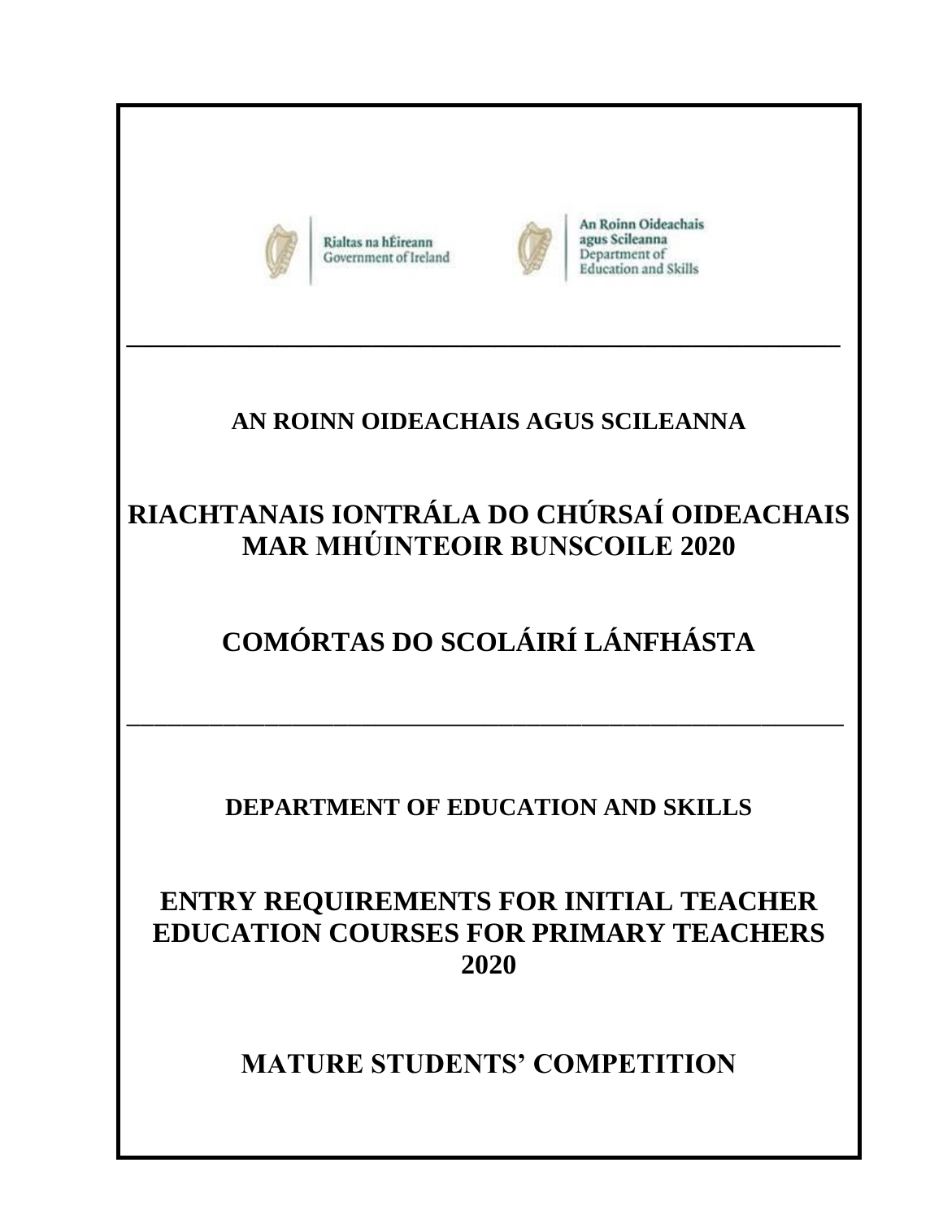Rialtas na hÉireann
Government of Ireland

An Roinn Oideachais agus Scileanna
Department of Education and Skills

---

**AN ROINN OIDEACHAIS AGUS SCILEANNA**

# RIACHTANAIS IONTRÁLA DO CHÚRSAÍ OIDEACHAIS MAR MHÚINTEOIR BUNSCOILE 2020

# COMÓRTAS DO SCOLÁIRÍ LÁNFHÁSTA

---

**DEPARTMENT OF EDUCATION AND SKILLS**

# ENTRY REQUIREMENTS FOR INITIAL TEACHER EDUCATION COURSES FOR PRIMARY TEACHERS 2020

# MATURE STUDENTS' COMPETITION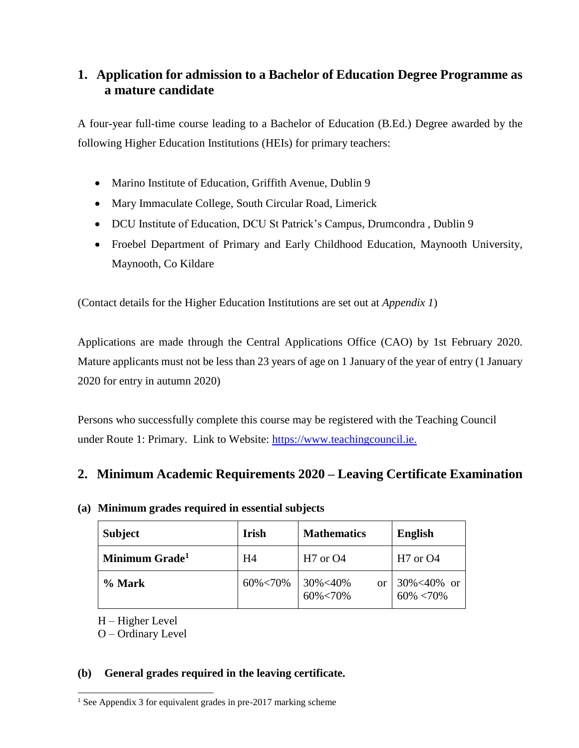## 1. Application for admission to a Bachelor of Education Degree Programme as a mature candidate

A four-year full-time course leading to a Bachelor of Education (B.Ed.) Degree awarded by the following Higher Education Institutions (HEIs) for primary teachers:

- Marino Institute of Education, Griffith Avenue, Dublin 9
- Mary Immaculate College, South Circular Road, Limerick
- DCU Institute of Education, DCU St Patrick's Campus, Drumcondra , Dublin 9
- Froebel Department of Primary and Early Childhood Education, Maynooth University, Maynooth, Co Kildare

(Contact details for the Higher Education Institutions are set out at *Appendix 1*)

Applications are made through the Central Applications Office (CAO) by 1st February 2020. Mature applicants must not be less than 23 years of age on 1 January of the year of entry (1 January 2020 for entry in autumn 2020)

Persons who successfully complete this course may be registered with the Teaching Council under Route 1: Primary. Link to Website: [https://www.teachingcouncil.ie.](https://www.teachingcouncil.ie)

## 2. Minimum Academic Requirements 2020 – Leaving Certificate Examination

### (a) Minimum grades required in essential subjects

| Subject | Irish | Mathematics | English |
|---|---|---|---|
| **Minimum Grade[1]** | H4 | H7 or O4 | H7 or O4 |
| **% Mark** | 60%<70% | 30%<40% or 60%<70% | 30%<40% or 60% <70% |

H – Higher Level
O – Ordinary Level

### (b) General grades required in the leaving certificate.

[1] See Appendix 3 for equivalent grades in pre-2017 marking scheme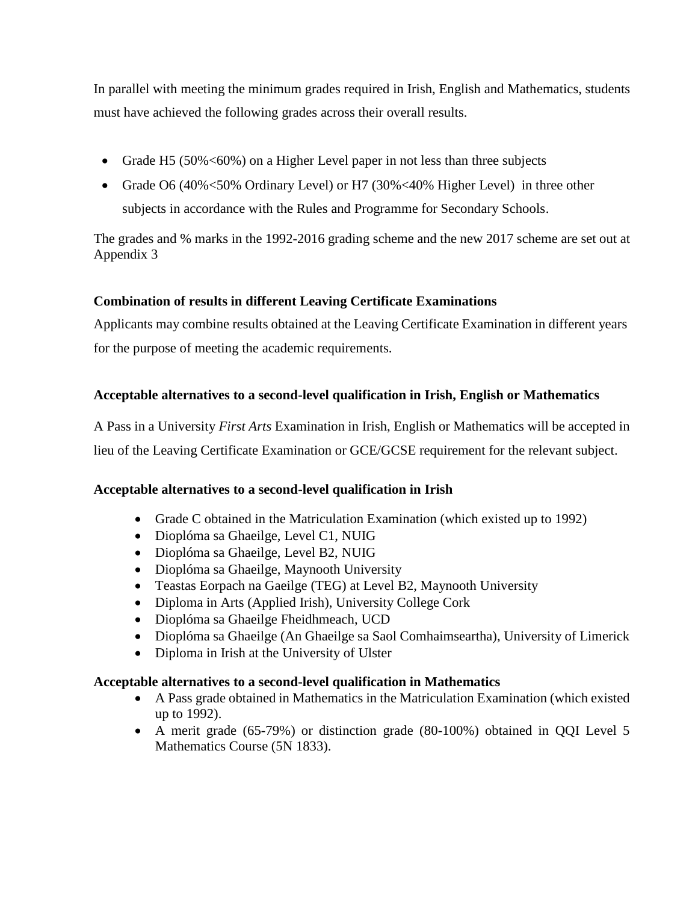In parallel with meeting the minimum grades required in Irish, English and Mathematics, students must have achieved the following grades across their overall results.

- Grade H5 (50%<60%) on a Higher Level paper in not less than three subjects
- Grade O6 (40%<50% Ordinary Level) or H7 (30%<40% Higher Level) in three other subjects in accordance with the Rules and Programme for Secondary Schools.

The grades and % marks in the 1992-2016 grading scheme and the new 2017 scheme are set out at Appendix 3

**Combination of results in different Leaving Certificate Examinations**

Applicants may combine results obtained at the Leaving Certificate Examination in different years for the purpose of meeting the academic requirements.

**Acceptable alternatives to a second-level qualification in Irish, English or Mathematics**

A Pass in a University *First Arts* Examination in Irish, English or Mathematics will be accepted in lieu of the Leaving Certificate Examination or GCE/GCSE requirement for the relevant subject.

**Acceptable alternatives to a second-level qualification in Irish**

- Grade C obtained in the Matriculation Examination (which existed up to 1992)
- Dioplóma sa Ghaeilge, Level C1, NUIG
- Dioplóma sa Ghaeilge, Level B2, NUIG
- Dioplóma sa Ghaeilge, Maynooth University
- Teastas Eorpach na Gaeilge (TEG) at Level B2, Maynooth University
- Diploma in Arts (Applied Irish), University College Cork
- Dioplóma sa Ghaeilge Fheidhmeach, UCD
- Dioplóma sa Ghaeilge (An Ghaeilge sa Saol Comhaimseartha), University of Limerick
- Diploma in Irish at the University of Ulster

**Acceptable alternatives to a second-level qualification in Mathematics**

- A Pass grade obtained in Mathematics in the Matriculation Examination (which existed up to 1992).
- A merit grade (65-79%) or distinction grade (80-100%) obtained in QQI Level 5 Mathematics Course (5N 1833).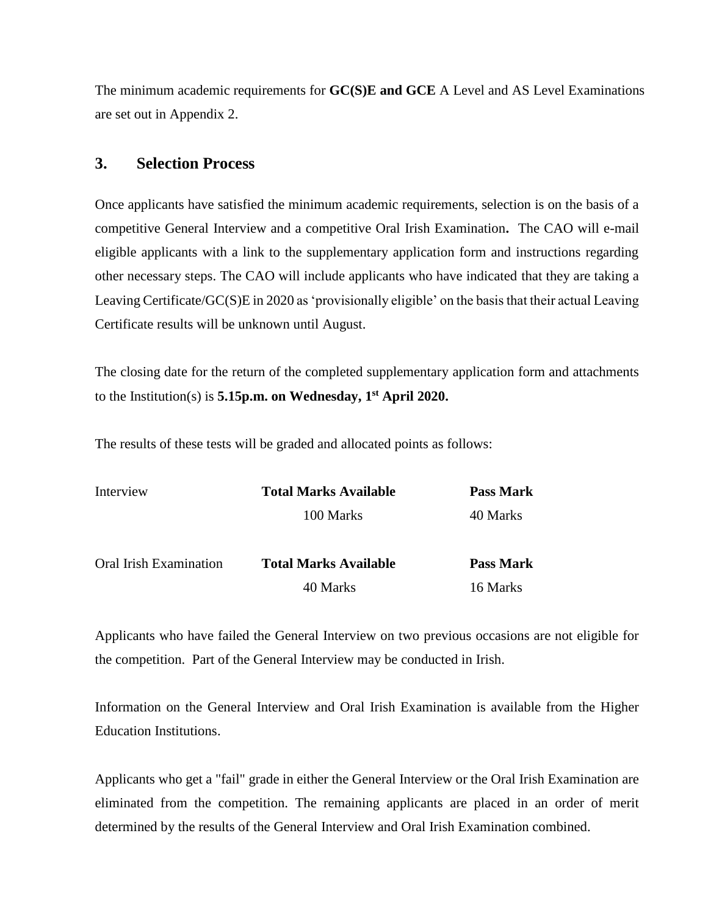The minimum academic requirements for **GC(S)E and GCE** A Level and AS Level Examinations are set out in Appendix 2.

## 3. Selection Process

Once applicants have satisfied the minimum academic requirements, selection is on the basis of a competitive General Interview and a competitive Oral Irish Examination**.** The CAO will e-mail eligible applicants with a link to the supplementary application form and instructions regarding other necessary steps. The CAO will include applicants who have indicated that they are taking a Leaving Certificate/GC(S)E in 2020 as 'provisionally eligible' on the basis that their actual Leaving Certificate results will be unknown until August.

The closing date for the return of the completed supplementary application form and attachments to the Institution(s) is **5.15p.m. on Wednesday, 1st April 2020.**

The results of these tests will be graded and allocated points as follows:

| | **Total Marks Available** | **Pass Mark** |
|---|---|---|
| Interview | 100 Marks | 40 Marks |
| Oral Irish Examination | 40 Marks | 16 Marks |

Applicants who have failed the General Interview on two previous occasions are not eligible for the competition. Part of the General Interview may be conducted in Irish.

Information on the General Interview and Oral Irish Examination is available from the Higher Education Institutions.

Applicants who get a "fail" grade in either the General Interview or the Oral Irish Examination are eliminated from the competition. The remaining applicants are placed in an order of merit determined by the results of the General Interview and Oral Irish Examination combined.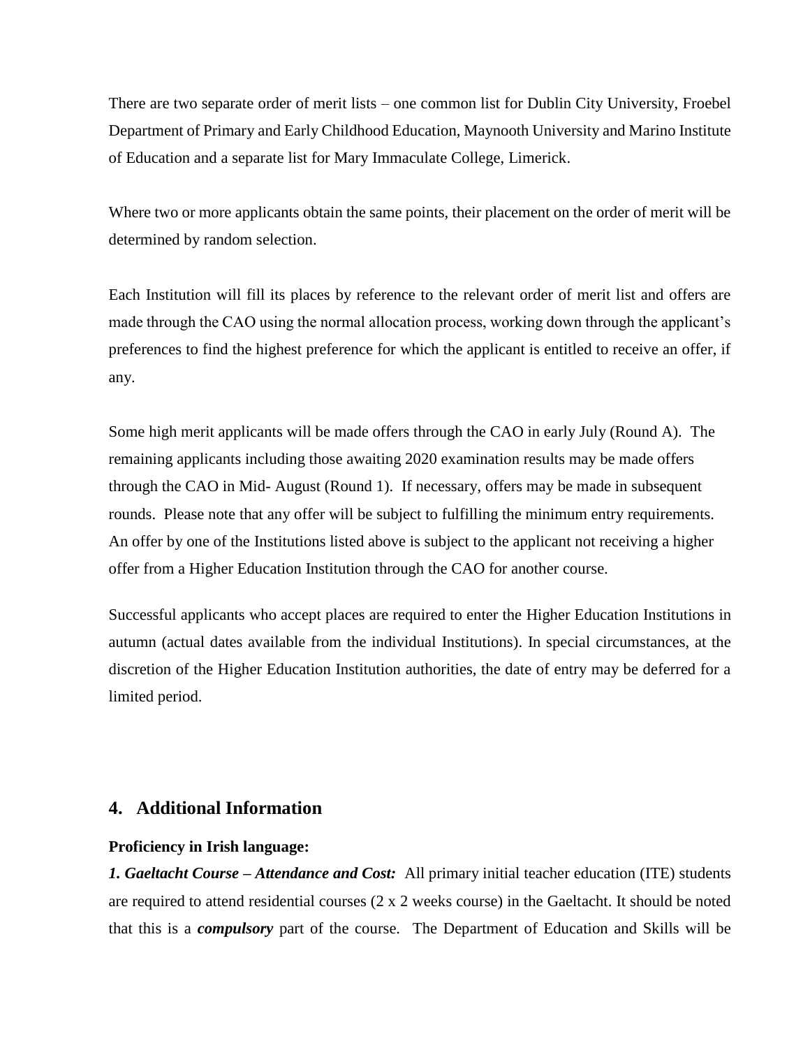There are two separate order of merit lists – one common list for Dublin City University, Froebel Department of Primary and Early Childhood Education, Maynooth University and Marino Institute of Education and a separate list for Mary Immaculate College, Limerick.

Where two or more applicants obtain the same points, their placement on the order of merit will be determined by random selection.

Each Institution will fill its places by reference to the relevant order of merit list and offers are made through the CAO using the normal allocation process, working down through the applicant's preferences to find the highest preference for which the applicant is entitled to receive an offer, if any.

Some high merit applicants will be made offers through the CAO in early July (Round A). The remaining applicants including those awaiting 2020 examination results may be made offers through the CAO in Mid- August (Round 1). If necessary, offers may be made in subsequent rounds. Please note that any offer will be subject to fulfilling the minimum entry requirements. An offer by one of the Institutions listed above is subject to the applicant not receiving a higher offer from a Higher Education Institution through the CAO for another course.

Successful applicants who accept places are required to enter the Higher Education Institutions in autumn (actual dates available from the individual Institutions). In special circumstances, at the discretion of the Higher Education Institution authorities, the date of entry may be deferred for a limited period.

## 4. Additional Information

**Proficiency in Irish language:**

***1. Gaeltacht Course – Attendance and Cost:*** All primary initial teacher education (ITE) students are required to attend residential courses (2 x 2 weeks course) in the Gaeltacht. It should be noted that this is a ***compulsory*** part of the course. The Department of Education and Skills will be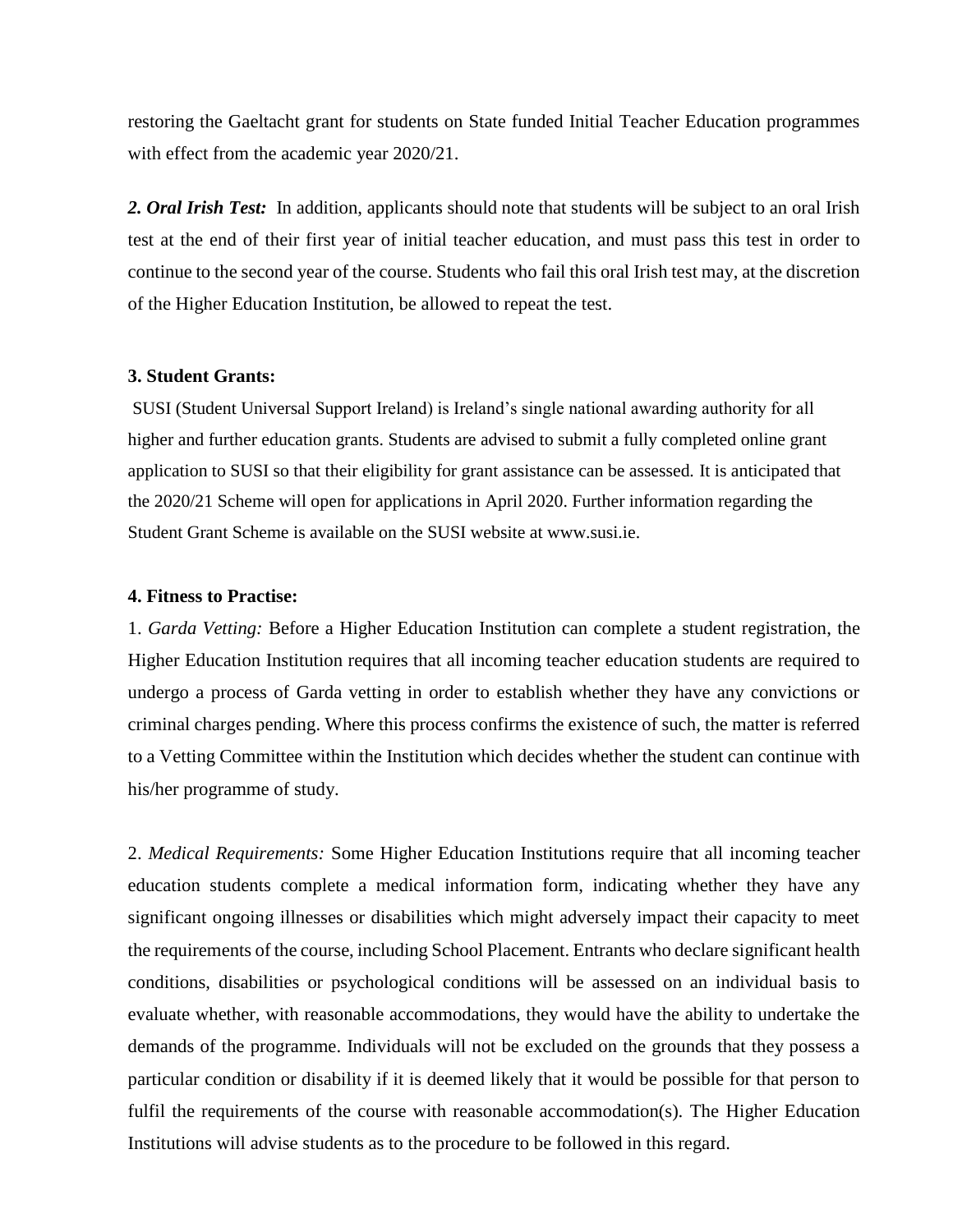restoring the Gaeltacht grant for students on State funded Initial Teacher Education programmes with effect from the academic year 2020/21.

***2. Oral Irish Test:*** In addition, applicants should note that students will be subject to an oral Irish test at the end of their first year of initial teacher education, and must pass this test in order to continue to the second year of the course. Students who fail this oral Irish test may, at the discretion of the Higher Education Institution, be allowed to repeat the test.

**3. Student Grants:**

SUSI (Student Universal Support Ireland) is Ireland's single national awarding authority for all higher and further education grants. Students are advised to submit a fully completed online grant application to SUSI so that their eligibility for grant assistance can be assessed. It is anticipated that the 2020/21 Scheme will open for applications in April 2020. Further information regarding the Student Grant Scheme is available on the SUSI website at www.susi.ie.

**4. Fitness to Practise:**

1. *Garda Vetting:* Before a Higher Education Institution can complete a student registration, the Higher Education Institution requires that all incoming teacher education students are required to undergo a process of Garda vetting in order to establish whether they have any convictions or criminal charges pending. Where this process confirms the existence of such, the matter is referred to a Vetting Committee within the Institution which decides whether the student can continue with his/her programme of study.

2. *Medical Requirements:* Some Higher Education Institutions require that all incoming teacher education students complete a medical information form, indicating whether they have any significant ongoing illnesses or disabilities which might adversely impact their capacity to meet the requirements of the course, including School Placement. Entrants who declare significant health conditions, disabilities or psychological conditions will be assessed on an individual basis to evaluate whether, with reasonable accommodations, they would have the ability to undertake the demands of the programme. Individuals will not be excluded on the grounds that they possess a particular condition or disability if it is deemed likely that it would be possible for that person to fulfil the requirements of the course with reasonable accommodation(s). The Higher Education Institutions will advise students as to the procedure to be followed in this regard.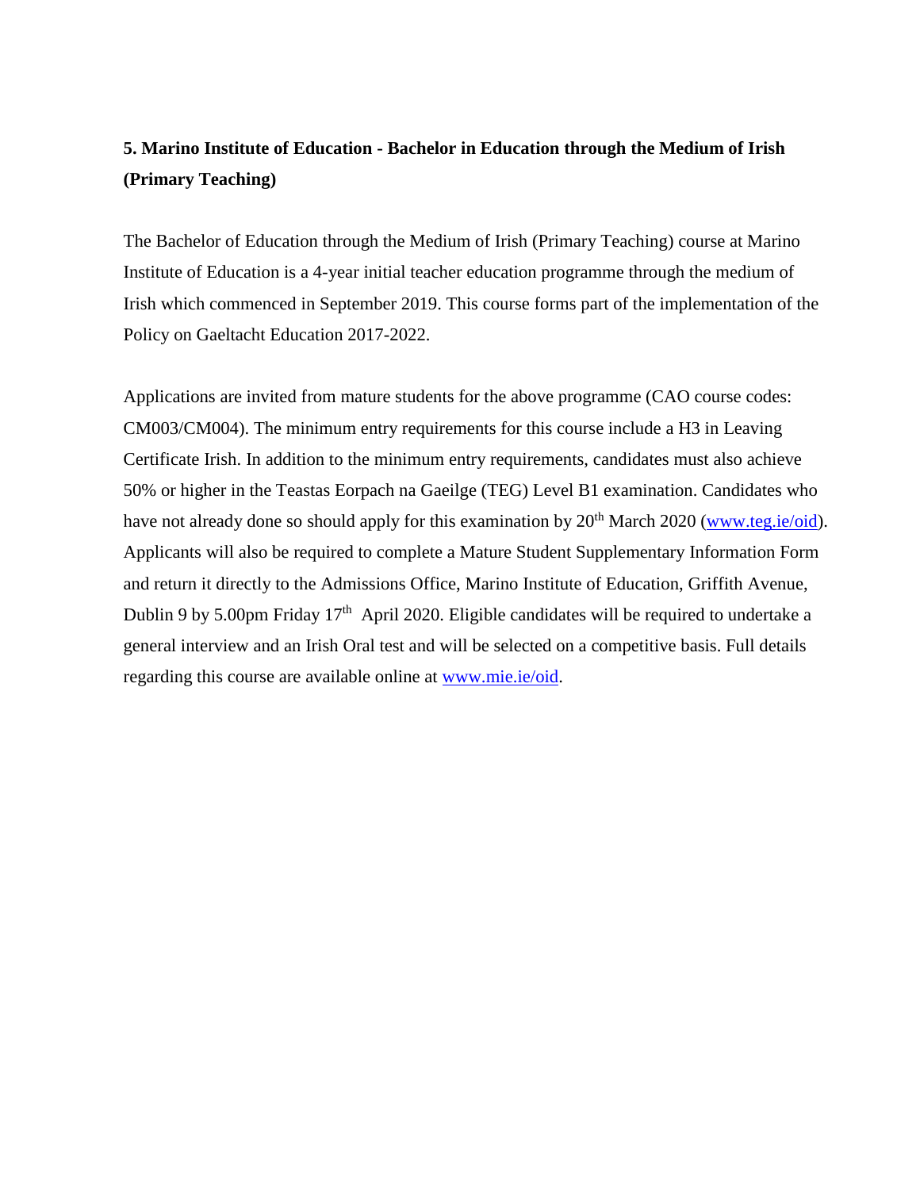**5. Marino Institute of Education - Bachelor in Education through the Medium of Irish (Primary Teaching)**

The Bachelor of Education through the Medium of Irish (Primary Teaching) course at Marino Institute of Education is a 4-year initial teacher education programme through the medium of Irish which commenced in September 2019. This course forms part of the implementation of the Policy on Gaeltacht Education 2017-2022.

Applications are invited from mature students for the above programme (CAO course codes: CM003/CM004). The minimum entry requirements for this course include a H3 in Leaving Certificate Irish. In addition to the minimum entry requirements, candidates must also achieve 50% or higher in the Teastas Eorpach na Gaeilge (TEG) Level B1 examination. Candidates who have not already done so should apply for this examination by 20th March 2020 (www.teg.ie/oid). Applicants will also be required to complete a Mature Student Supplementary Information Form and return it directly to the Admissions Office, Marino Institute of Education, Griffith Avenue, Dublin 9 by 5.00pm Friday 17th April 2020. Eligible candidates will be required to undertake a general interview and an Irish Oral test and will be selected on a competitive basis. Full details regarding this course are available online at www.mie.ie/oid.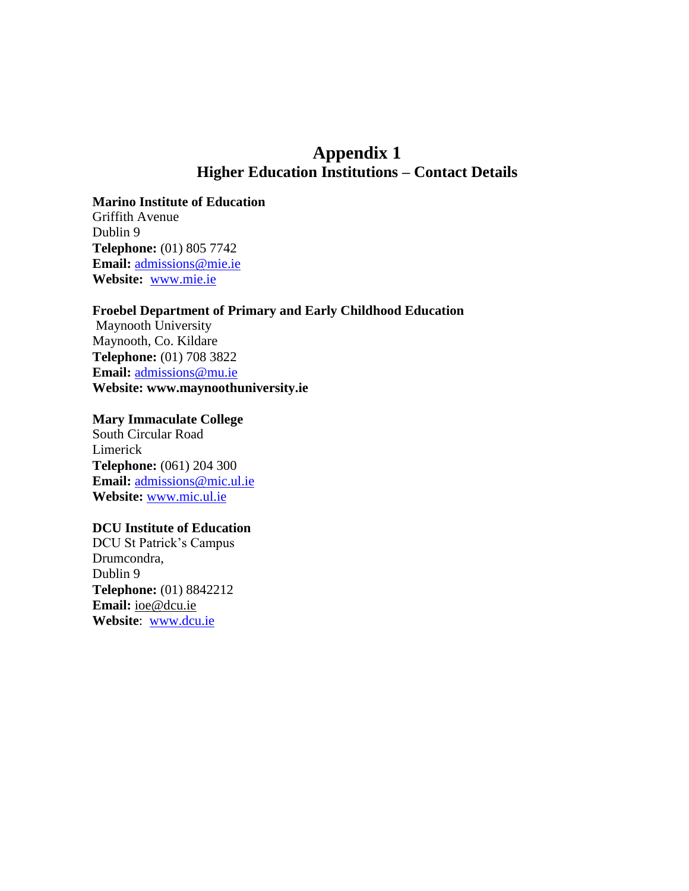# Appendix 1
## Higher Education Institutions – Contact Details

**Marino Institute of Education**
Griffith Avenue
Dublin 9
**Telephone:** (01) 805 7742
**Email:** admissions@mie.ie
**Website:** www.mie.ie

**Froebel Department of Primary and Early Childhood Education**
Maynooth University
Maynooth, Co. Kildare
**Telephone:** (01) 708 3822
**Email:** admissions@mu.ie
**Website: www.maynoothuniversity.ie**

**Mary Immaculate College**
South Circular Road
Limerick
**Telephone:** (061) 204 300
**Email:** admissions@mic.ul.ie
**Website:** www.mic.ul.ie

**DCU Institute of Education**
DCU St Patrick's Campus
Drumcondra,
Dublin 9
**Telephone:** (01) 8842212
**Email:** ioe@dcu.ie
**Website**: www.dcu.ie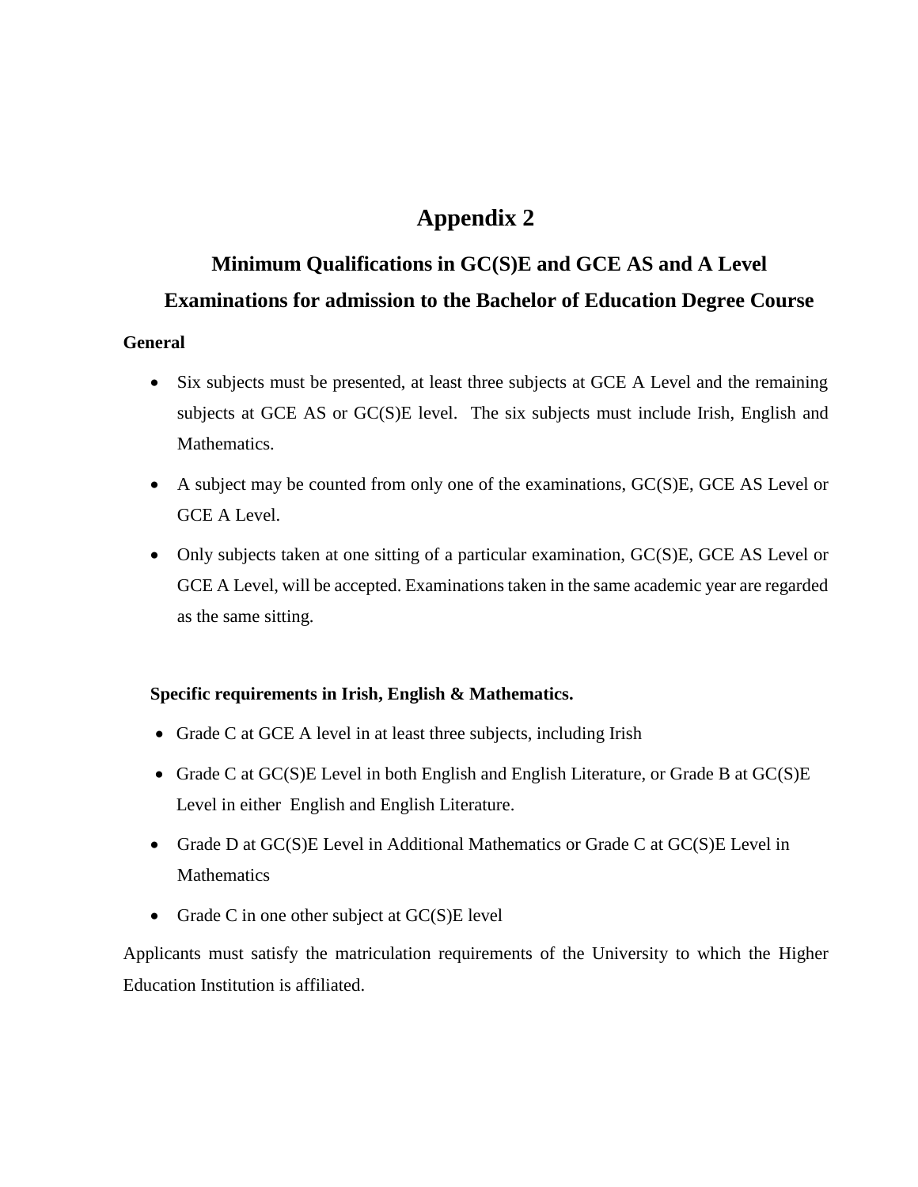# Appendix 2

## Minimum Qualifications in GC(S)E and GCE AS and A Level Examinations for admission to the Bachelor of Education Degree Course

**General**

- Six subjects must be presented, at least three subjects at GCE A Level and the remaining subjects at GCE AS or GC(S)E level. The six subjects must include Irish, English and Mathematics.
- A subject may be counted from only one of the examinations, GC(S)E, GCE AS Level or GCE A Level.
- Only subjects taken at one sitting of a particular examination, GC(S)E, GCE AS Level or GCE A Level, will be accepted. Examinations taken in the same academic year are regarded as the same sitting.

**Specific requirements in Irish, English & Mathematics.**

- Grade C at GCE A level in at least three subjects, including Irish
- Grade C at GC(S)E Level in both English and English Literature, or Grade B at GC(S)E Level in either English and English Literature.
- Grade D at GC(S)E Level in Additional Mathematics or Grade C at GC(S)E Level in Mathematics
- Grade C in one other subject at GC(S)E level

Applicants must satisfy the matriculation requirements of the University to which the Higher Education Institution is affiliated.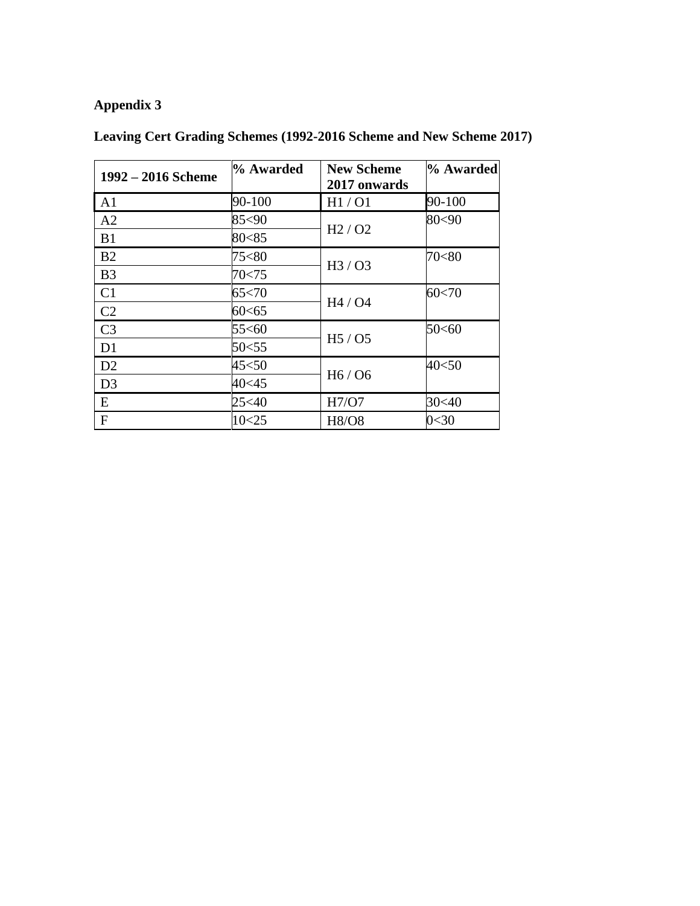**Appendix 3**

**Leaving Cert Grading Schemes (1992-2016 Scheme and New Scheme 2017)**

| 1992 – 2016 Scheme | % Awarded | New Scheme 2017 onwards | % Awarded |
|---|---|---|---|
| A1 | 90-100 | H1 / O1 | 90-100 |
| A2 | 85<90 | H2 / O2 | 80<90 |
| B1 | 80<85 | | |
| B2 | 75<80 | H3 / O3 | 70<80 |
| B3 | 70<75 | | |
| C1 | 65<70 | H4 / O4 | 60<70 |
| C2 | 60<65 | | |
| C3 | 55<60 | H5 / O5 | 50<60 |
| D1 | 50<55 | | |
| D2 | 45<50 | H6 / O6 | 40<50 |
| D3 | 40<45 | | |
| E | 25<40 | H7/O7 | 30<40 |
| F | 10<25 | H8/O8 | 0<30 |